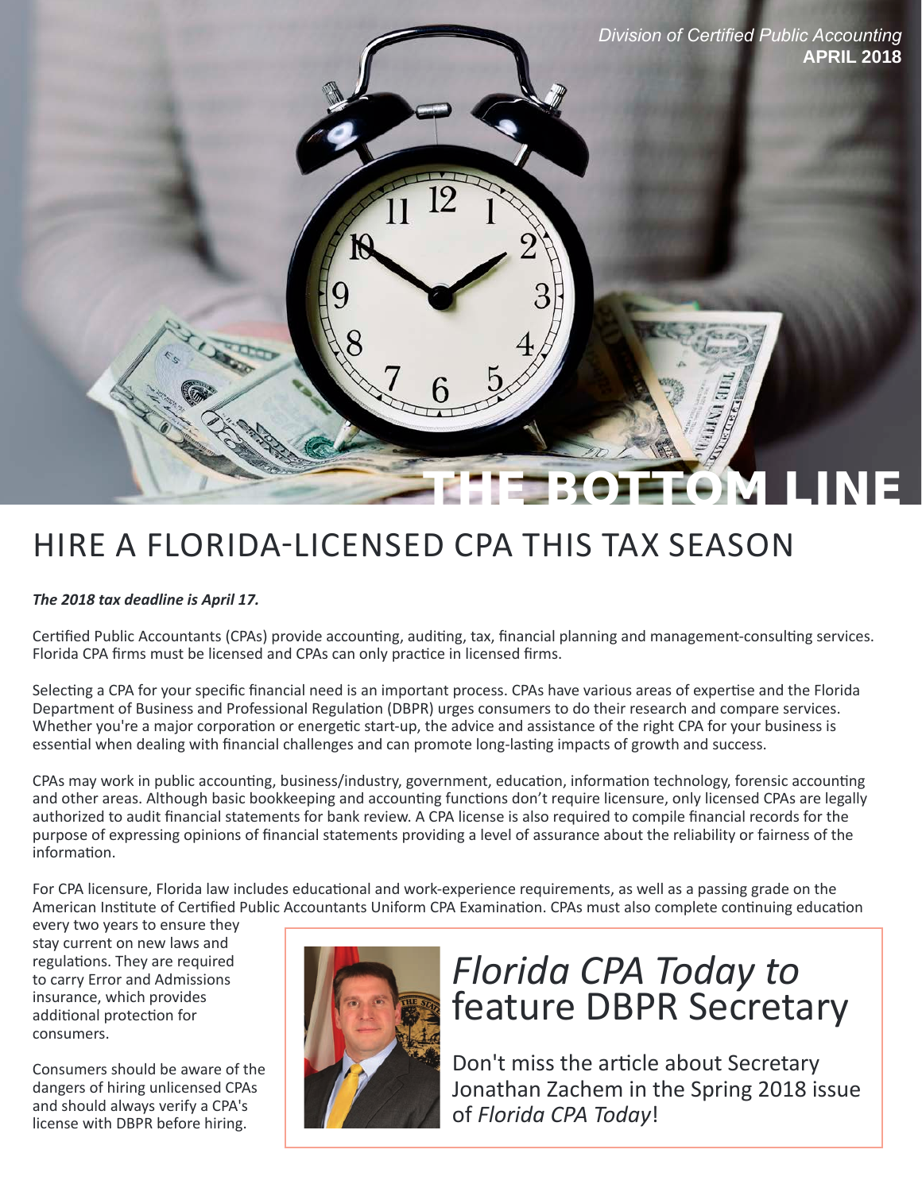*Division of Certified Public Accounting*
**APRIL 2018**

# THE BOTTOM LINE

## HIRE A FLORIDA-LICENSED CPA THIS TAX SEASON

***The 2018 tax deadline is April 17.***

Certified Public Accountants (CPAs) provide accounting, auditing, tax, financial planning and management-consulting services. Florida CPA firms must be licensed and CPAs can only practice in licensed firms.

Selecting a CPA for your specific financial need is an important process. CPAs have various areas of expertise and the Florida Department of Business and Professional Regulation (DBPR) urges consumers to do their research and compare services. Whether you're a major corporation or energetic start-up, the advice and assistance of the right CPA for your business is essential when dealing with financial challenges and can promote long-lasting impacts of growth and success.

CPAs may work in public accounting, business/industry, government, education, information technology, forensic accounting and other areas. Although basic bookkeeping and accounting functions don't require licensure, only licensed CPAs are legally authorized to audit financial statements for bank review. A CPA license is also required to compile financial records for the purpose of expressing opinions of financial statements providing a level of assurance about the reliability or fairness of the information.

For CPA licensure, Florida law includes educational and work-experience requirements, as well as a passing grade on the American Institute of Certified Public Accountants Uniform CPA Examination. CPAs must also complete continuing education every two years to ensure they stay current on new laws and regulations. They are required to carry Error and Admissions insurance, which provides additional protection for consumers.

Consumers should be aware of the dangers of hiring unlicensed CPAs and should always verify a CPA's license with DBPR before hiring.

## *Florida CPA Today to* feature DBPR Secretary

Don't miss the article about Secretary Jonathan Zachem in the Spring 2018 issue of *Florida CPA Today*!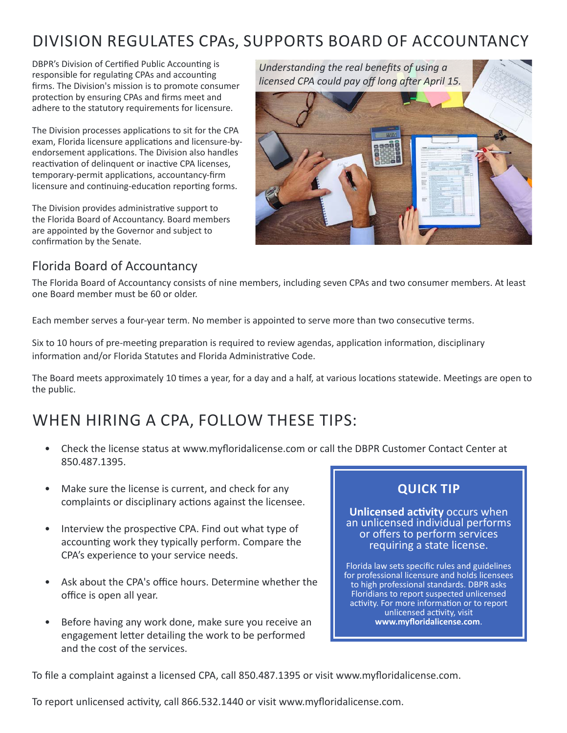# DIVISION REGULATES CPAs, SUPPORTS BOARD OF ACCOUNTANCY

DBPR's Division of Certified Public Accounting is responsible for regulating CPAs and accounting firms. The Division's mission is to promote consumer protection by ensuring CPAs and firms meet and adhere to the statutory requirements for licensure.

The Division processes applications to sit for the CPA exam, Florida licensure applications and licensure-by-endorsement applications. The Division also handles reactivation of delinquent or inactive CPA licenses, temporary-permit applications, accountancy-firm licensure and continuing-education reporting forms.

The Division provides administrative support to the Florida Board of Accountancy. Board members are appointed by the Governor and subject to confirmation by the Senate.

*Understanding the real benefits of using a licensed CPA could pay off long after April 15.*

## Florida Board of Accountancy

The Florida Board of Accountancy consists of nine members, including seven CPAs and two consumer members. At least one Board member must be 60 or older.

Each member serves a four-year term. No member is appointed to serve more than two consecutive terms.

Six to 10 hours of pre-meeting preparation is required to review agendas, application information, disciplinary information and/or Florida Statutes and Florida Administrative Code.

The Board meets approximately 10 times a year, for a day and a half, at various locations statewide. Meetings are open to the public.

# WHEN HIRING A CPA, FOLLOW THESE TIPS:

- Check the license status at www.myfloridalicense.com or call the DBPR Customer Contact Center at 850.487.1395.
- Make sure the license is current, and check for any complaints or disciplinary actions against the licensee.
- Interview the prospective CPA. Find out what type of accounting work they typically perform. Compare the CPA's experience to your service needs.
- Ask about the CPA's office hours. Determine whether the office is open all year.
- Before having any work done, make sure you receive an engagement letter detailing the work to be performed and the cost of the services.

### QUICK TIP

**Unlicensed activity** occurs when an unlicensed individual performs or offers to perform services requiring a state license.

Florida law sets specific rules and guidelines for professional licensure and holds licensees to high professional standards. DBPR asks Floridians to report suspected unlicensed activity. For more information or to report unlicensed activity, visit **www.myfloridalicense.com**.

To file a complaint against a licensed CPA, call 850.487.1395 or visit www.myfloridalicense.com.

To report unlicensed activity, call 866.532.1440 or visit www.myfloridalicense.com.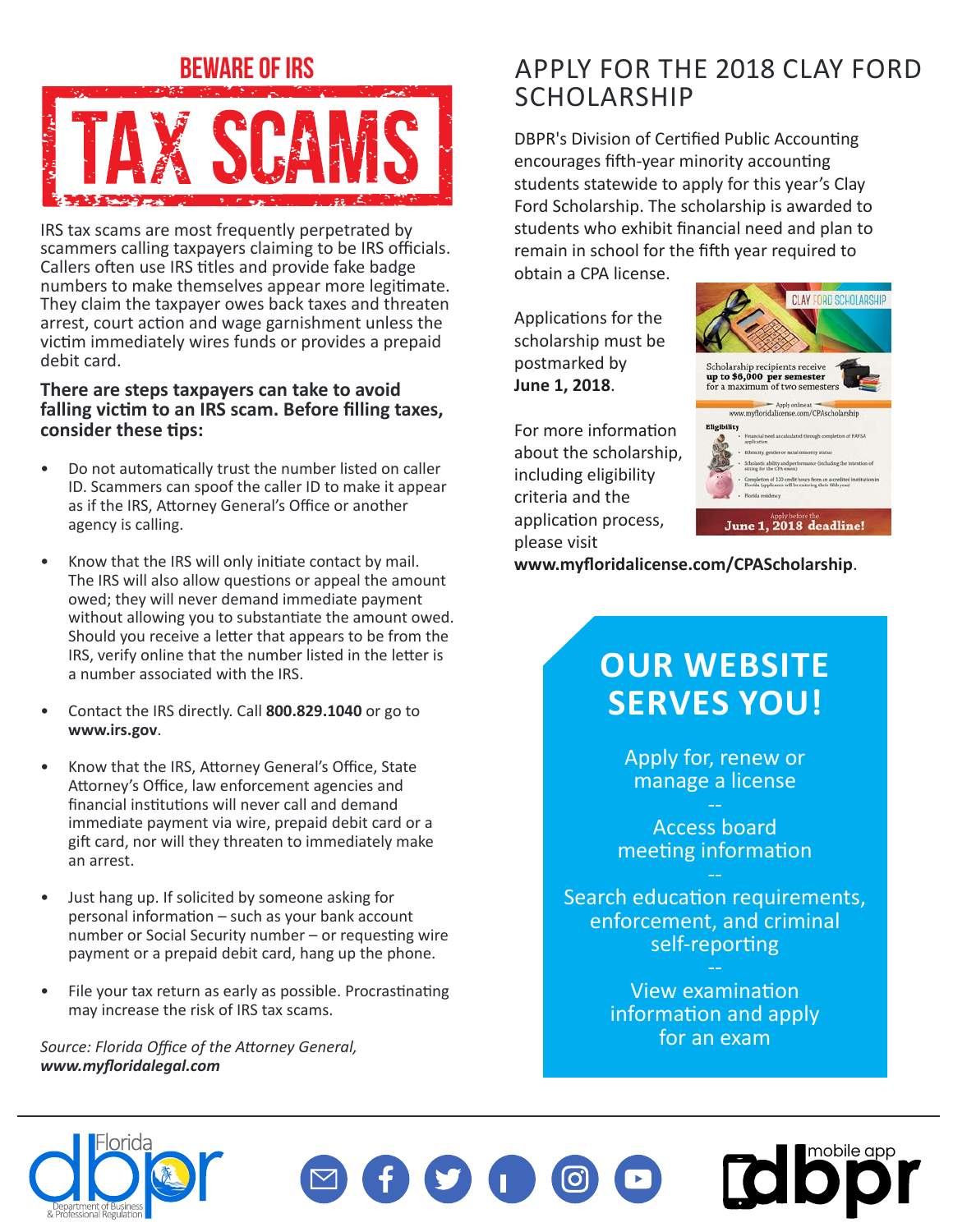# BEWARE OF IRS TAX SCAMS

IRS tax scams are most frequently perpetrated by scammers calling taxpayers claiming to be IRS officials. Callers often use IRS titles and provide fake badge numbers to make themselves appear more legitimate. They claim the taxpayer owes back taxes and threaten arrest, court action and wage garnishment unless the victim immediately wires funds or provides a prepaid debit card.

**There are steps taxpayers can take to avoid falling victim to an IRS scam. Before filling taxes, consider these tips:**

- Do not automatically trust the number listed on caller ID. Scammers can spoof the caller ID to make it appear as if the IRS, Attorney General's Office or another agency is calling.
- Know that the IRS will only initiate contact by mail. The IRS will also allow questions or appeal the amount owed; they will never demand immediate payment without allowing you to substantiate the amount owed. Should you receive a letter that appears to be from the IRS, verify online that the number listed in the letter is a number associated with the IRS.
- Contact the IRS directly. Call **800.829.1040** or go to **www.irs.gov**.
- Know that the IRS, Attorney General's Office, State Attorney's Office, law enforcement agencies and financial institutions will never call and demand immediate payment via wire, prepaid debit card or a gift card, nor will they threaten to immediately make an arrest.
- Just hang up. If solicited by someone asking for personal information – such as your bank account number or Social Security number – or requesting wire payment or a prepaid debit card, hang up the phone.
- File your tax return as early as possible. Procrastinating may increase the risk of IRS tax scams.

*Source: Florida Office of the Attorney General,* ***www.myfloridalegal.com***

# APPLY FOR THE 2018 CLAY FORD SCHOLARSHIP

DBPR's Division of Certified Public Accounting encourages fifth-year minority accounting students statewide to apply for this year's Clay Ford Scholarship. The scholarship is awarded to students who exhibit financial need and plan to remain in school for the fifth year required to obtain a CPA license.

Applications for the scholarship must be postmarked by **June 1, 2018**.

For more information about the scholarship, including eligibility criteria and the application process, please visit **www.myfloridalicense.com/CPAScholarship**.

CLAY FORD SCHOLARSHIP

Scholarship recipients receive **up to $6,000 per semester** for a maximum of two semesters

Apply online at www.myfloridalicense.com/CPAscholarship

**Eligibility**

- Financial need as calculated through completion of FAFSA application
- Ethnicity, gender or racial minority status
- Scholastic ability and performance (including the intention of sitting for the CPA exam)
- Completion of 120 credit hours from an accredited institution in Florida (applicants will be entering their fifth year)
- Florida residency

Apply before the **June 1, 2018 deadline!**

# OUR WEBSITE SERVES YOU!

Apply for, renew or manage a license

--

Access board meeting information

--

Search education requirements, enforcement, and criminal self-reporting

--

View examination information and apply for an exam